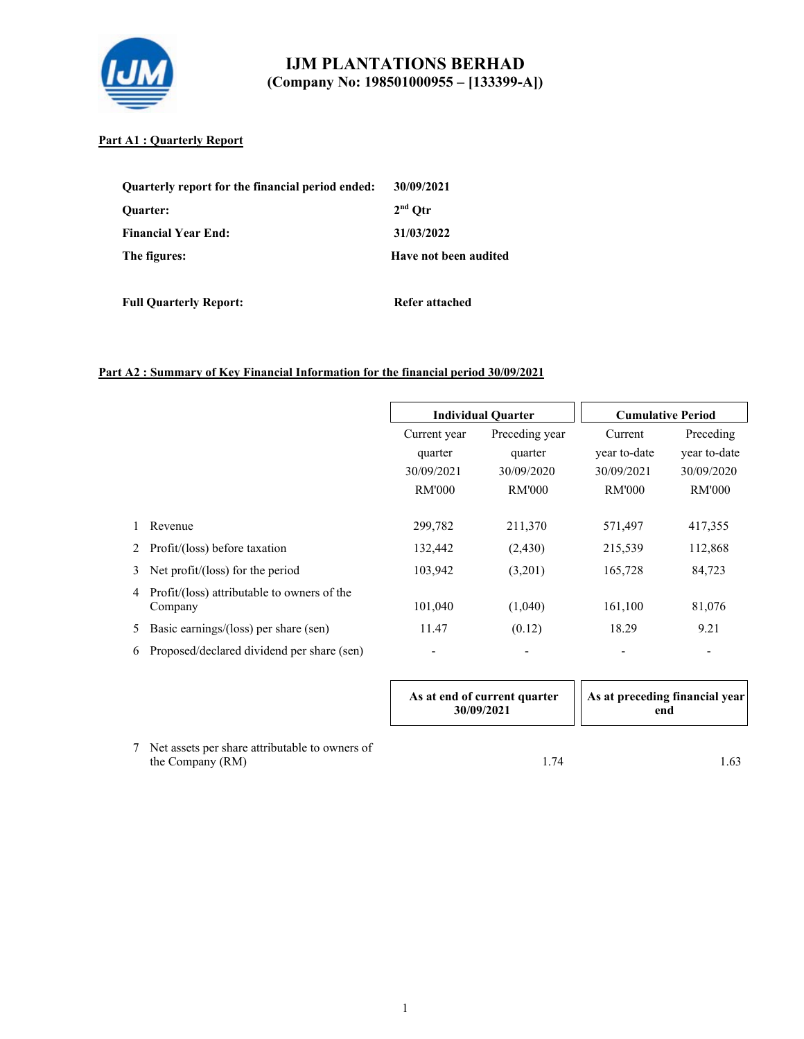# IJM PLANTATIONS BERHAD
## (Company No: 198501000955 – [133399-A])

**Part A1 : Quarterly Report**

| | |
|---|---|
| **Quarterly report for the financial period ended:** | **30/09/2021** |
| **Quarter:** | **2nd Qtr** |
| **Financial Year End:** | **31/03/2022** |
| **The figures:** | **Have not been audited** |
| **Full Quarterly Report:** | **Refer attached** |

**Part A2 : Summary of Key Financial Information for the financial period 30/09/2021**

| | | Individual Quarter | | Cumulative Period | |
|---|---|---|---|---|---|
| | | Current year quarter 30/09/2021 RM'000 | Preceding year quarter 30/09/2020 RM'000 | Current year to-date 30/09/2021 RM'000 | Preceding year to-date 30/09/2020 RM'000 |
| 1 | Revenue | 299,782 | 211,370 | 571,497 | 417,355 |
| 2 | Profit/(loss) before taxation | 132,442 | (2,430) | 215,539 | 112,868 |
| 3 | Net profit/(loss) for the period | 103,942 | (3,201) | 165,728 | 84,723 |
| 4 | Profit/(loss) attributable to owners of the Company | 101,040 | (1,040) | 161,100 | 81,076 |
| 5 | Basic earnings/(loss) per share (sen) | 11.47 | (0.12) | 18.29 | 9.21 |
| 6 | Proposed/declared dividend per share (sen) | - | - | - | - |

| | | As at end of current quarter 30/09/2021 | As at preceding financial year end |
|---|---|---|---|
| 7 | Net assets per share attributable to owners of the Company (RM) | 1.74 | 1.63 |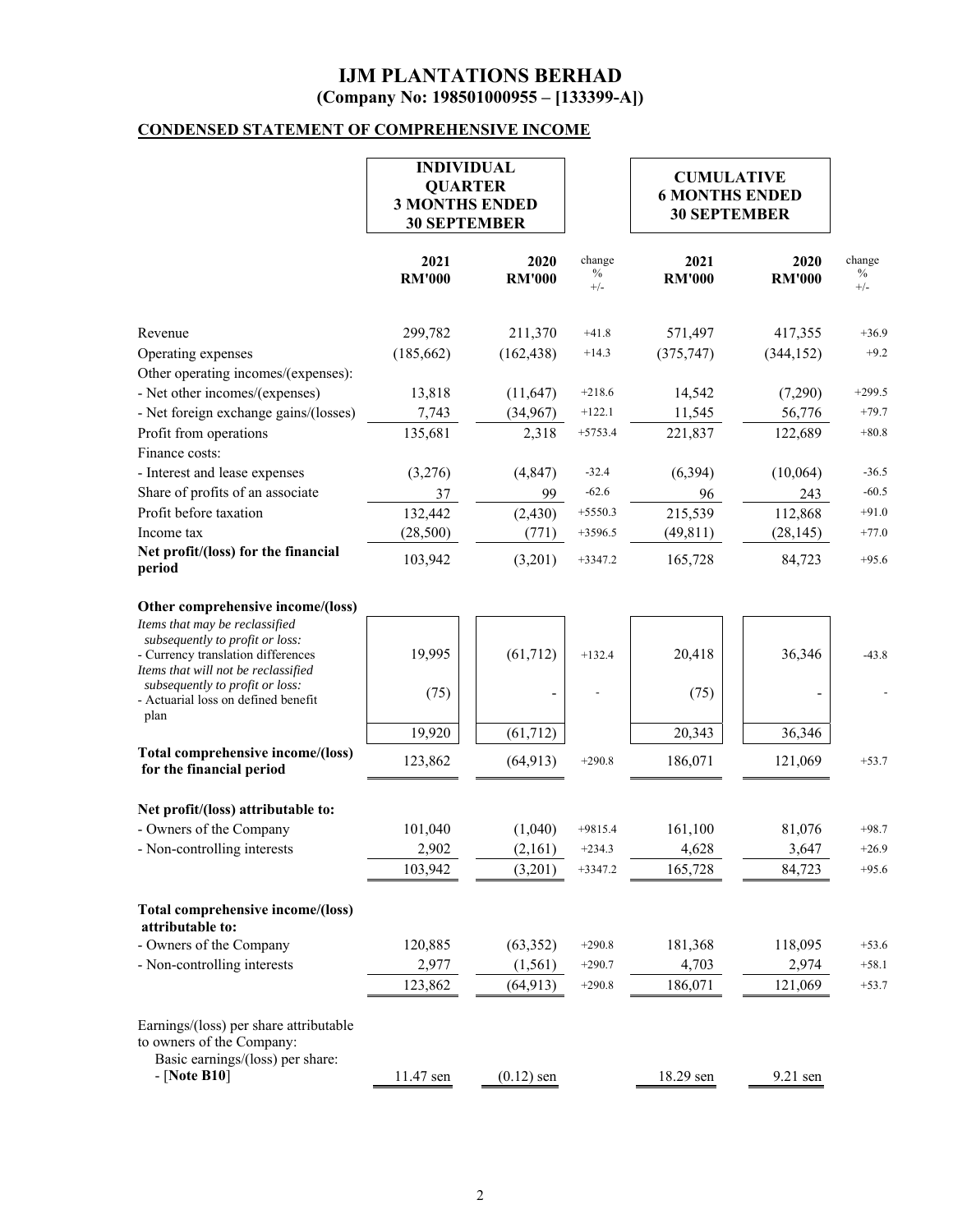# IJM PLANTATIONS BERHAD
**(Company No: 198501000955 – [133399-A])**

## CONDENSED STATEMENT OF COMPREHENSIVE INCOME

| | INDIVIDUAL QUARTER 3 MONTHS ENDED 30 SEPTEMBER | | | CUMULATIVE 6 MONTHS ENDED 30 SEPTEMBER | | |
|---|---|---|---|---|---|---|
| | **2021 RM'000** | **2020 RM'000** | change % +/- | **2021 RM'000** | **2020 RM'000** | change % +/- |
| Revenue | 299,782 | 211,370 | +41.8 | 571,497 | 417,355 | +36.9 |
| Operating expenses | (185,662) | (162,438) | +14.3 | (375,747) | (344,152) | +9.2 |
| Other operating incomes/(expenses): | | | | | | |
| - Net other incomes/(expenses) | 13,818 | (11,647) | +218.6 | 14,542 | (7,290) | +299.5 |
| - Net foreign exchange gains/(losses) | 7,743 | (34,967) | +122.1 | 11,545 | 56,776 | +79.7 |
| Profit from operations | 135,681 | 2,318 | +5753.4 | 221,837 | 122,689 | +80.8 |
| Finance costs: | | | | | | |
| - Interest and lease expenses | (3,276) | (4,847) | -32.4 | (6,394) | (10,064) | -36.5 |
| Share of profits of an associate | 37 | 99 | -62.6 | 96 | 243 | -60.5 |
| Profit before taxation | 132,442 | (2,430) | +5550.3 | 215,539 | 112,868 | +91.0 |
| Income tax | (28,500) | (771) | +3596.5 | (49,811) | (28,145) | +77.0 |
| **Net profit/(loss) for the financial period** | 103,942 | (3,201) | +3347.2 | 165,728 | 84,723 | +95.6 |
| **Other comprehensive income/(loss)** | | | | | | |
| *Items that may be reclassified subsequently to profit or loss:* | | | | | | |
| - Currency translation differences | 19,995 | (61,712) | +132.4 | 20,418 | 36,346 | -43.8 |
| *Items that will not be reclassified subsequently to profit or loss:* | | | | | | |
| - Actuarial loss on defined benefit plan | (75) | - | - | (75) | - | - |
| | 19,920 | (61,712) | | 20,343 | 36,346 | |
| **Total comprehensive income/(loss) for the financial period** | 123,862 | (64,913) | +290.8 | 186,071 | 121,069 | +53.7 |
| **Net profit/(loss) attributable to:** | | | | | | |
| - Owners of the Company | 101,040 | (1,040) | +9815.4 | 161,100 | 81,076 | +98.7 |
| - Non-controlling interests | 2,902 | (2,161) | +234.3 | 4,628 | 3,647 | +26.9 |
| | 103,942 | (3,201) | +3347.2 | 165,728 | 84,723 | +95.6 |
| **Total comprehensive income/(loss) attributable to:** | | | | | | |
| - Owners of the Company | 120,885 | (63,352) | +290.8 | 181,368 | 118,095 | +53.6 |
| - Non-controlling interests | 2,977 | (1,561) | +290.7 | 4,703 | 2,974 | +58.1 |
| | 123,862 | (64,913) | +290.8 | 186,071 | 121,069 | +53.7 |
| Earnings/(loss) per share attributable to owners of the Company: | | | | | | |
| Basic earnings/(loss) per share: - [**Note B10**] | 11.47 sen | (0.12) sen | | 18.29 sen | 9.21 sen | |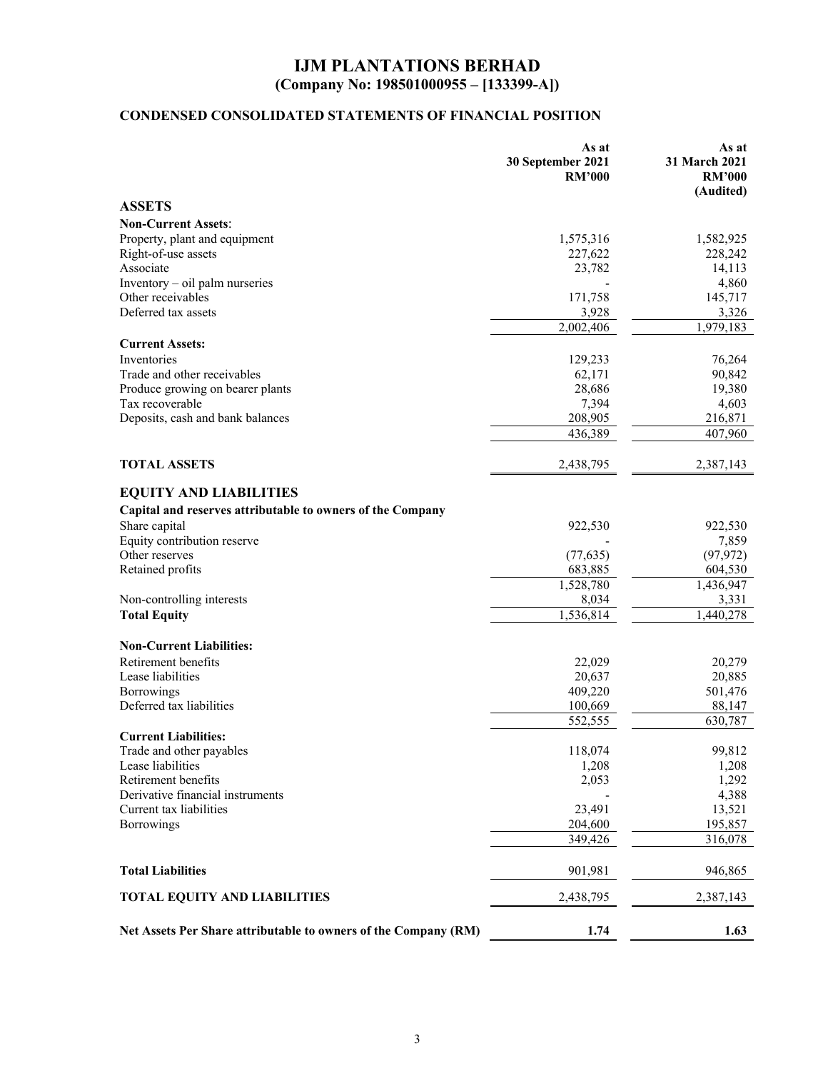# IJM PLANTATIONS BERHAD
## (Company No: 198501000955 – [133399-A])

### CONDENSED CONSOLIDATED STATEMENTS OF FINANCIAL POSITION

| | As at 30 September 2021 RM'000 | As at 31 March 2021 RM'000 (Audited) |
|---|---|---|
| **ASSETS** | | |
| **Non-Current Assets**: | | |
| Property, plant and equipment | 1,575,316 | 1,582,925 |
| Right-of-use assets | 227,622 | 228,242 |
| Associate | 23,782 | 14,113 |
| Inventory – oil palm nurseries | - | 4,860 |
| Other receivables | 171,758 | 145,717 |
| Deferred tax assets | 3,928 | 3,326 |
| | 2,002,406 | 1,979,183 |
| **Current Assets:** | | |
| Inventories | 129,233 | 76,264 |
| Trade and other receivables | 62,171 | 90,842 |
| Produce growing on bearer plants | 28,686 | 19,380 |
| Tax recoverable | 7,394 | 4,603 |
| Deposits, cash and bank balances | 208,905 | 216,871 |
| | 436,389 | 407,960 |
| **TOTAL ASSETS** | 2,438,795 | 2,387,143 |
| **EQUITY AND LIABILITIES** | | |
| **Capital and reserves attributable to owners of the Company** | | |
| Share capital | 922,530 | 922,530 |
| Equity contribution reserve | - | 7,859 |
| Other reserves | (77,635) | (97,972) |
| Retained profits | 683,885 | 604,530 |
| | 1,528,780 | 1,436,947 |
| Non-controlling interests | 8,034 | 3,331 |
| **Total Equity** | 1,536,814 | 1,440,278 |
| **Non-Current Liabilities:** | | |
| Retirement benefits | 22,029 | 20,279 |
| Lease liabilities | 20,637 | 20,885 |
| Borrowings | 409,220 | 501,476 |
| Deferred tax liabilities | 100,669 | 88,147 |
| | 552,555 | 630,787 |
| **Current Liabilities:** | | |
| Trade and other payables | 118,074 | 99,812 |
| Lease liabilities | 1,208 | 1,208 |
| Retirement benefits | 2,053 | 1,292 |
| Derivative financial instruments | - | 4,388 |
| Current tax liabilities | 23,491 | 13,521 |
| Borrowings | 204,600 | 195,857 |
| | 349,426 | 316,078 |
| **Total Liabilities** | 901,981 | 946,865 |
| **TOTAL EQUITY AND LIABILITIES** | 2,438,795 | 2,387,143 |
| **Net Assets Per Share attributable to owners of the Company (RM)** | **1.74** | **1.63** |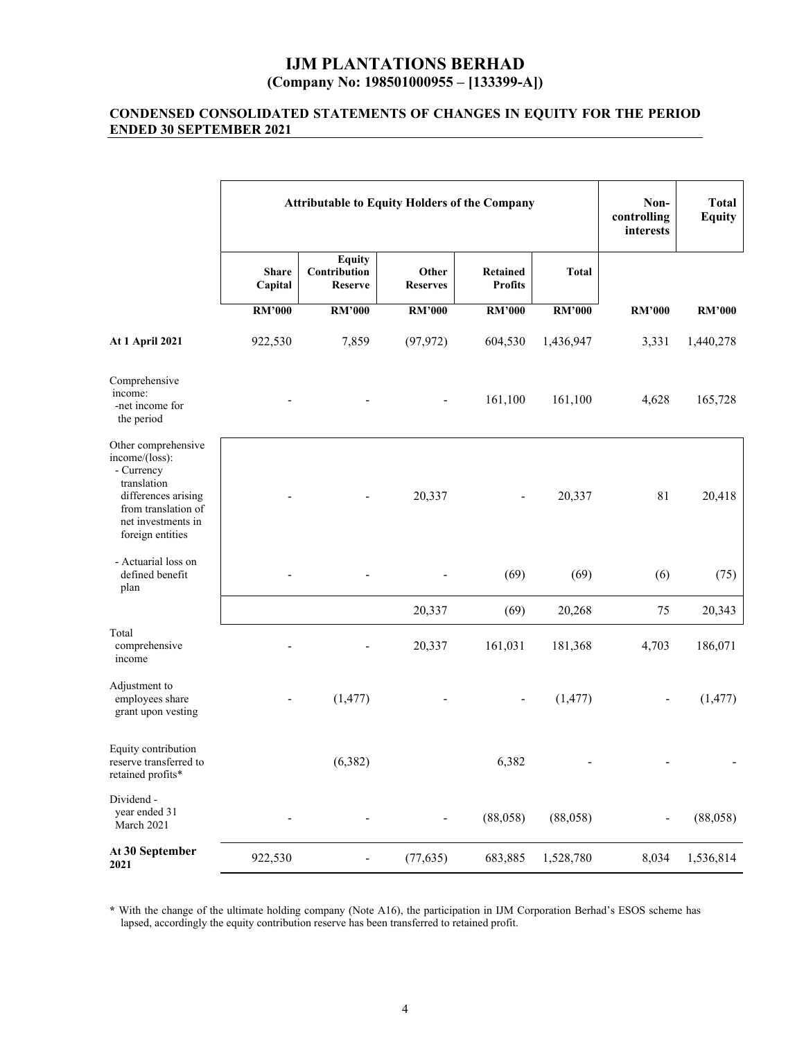# IJM PLANTATIONS BERHAD
## (Company No: 198501000955 – [133399-A])

### CONDENSED CONSOLIDATED STATEMENTS OF CHANGES IN EQUITY FOR THE PERIOD ENDED 30 SEPTEMBER 2021

| | Attributable to Equity Holders of the Company | | | | | Non-controlling interests | Total Equity |
|---|---|---|---|---|---|---|---|
| | Share Capital | Equity Contribution Reserve | Other Reserves | Retained Profits | Total | | |
| | RM'000 | RM'000 | RM'000 | RM'000 | RM'000 | RM'000 | RM'000 |
| **At 1 April 2021** | 922,530 | 7,859 | (97,972) | 604,530 | 1,436,947 | 3,331 | 1,440,278 |
| Comprehensive income: -net income for the period | - | - | - | 161,100 | 161,100 | 4,628 | 165,728 |
| Other comprehensive income/(loss): - Currency translation differences arising from translation of net investments in foreign entities | - | - | 20,337 | - | 20,337 | 81 | 20,418 |
| - Actuarial loss on defined benefit plan | - | - | - | (69) | (69) | (6) | (75) |
| | | | 20,337 | (69) | 20,268 | 75 | 20,343 |
| Total comprehensive income | - | - | 20,337 | 161,031 | 181,368 | 4,703 | 186,071 |
| Adjustment to employees share grant upon vesting | - | (1,477) | - | - | (1,477) | - | (1,477) |
| Equity contribution reserve transferred to retained profits* | | (6,382) | | 6,382 | - | - | - |
| Dividend - year ended 31 March 2021 | - | - | - | (88,058) | (88,058) | - | (88,058) |
| **At 30 September 2021** | 922,530 | - | (77,635) | 683,885 | 1,528,780 | 8,034 | 1,536,814 |

**\*** With the change of the ultimate holding company (Note A16), the participation in IJM Corporation Berhad's ESOS scheme has lapsed, accordingly the equity contribution reserve has been transferred to retained profit.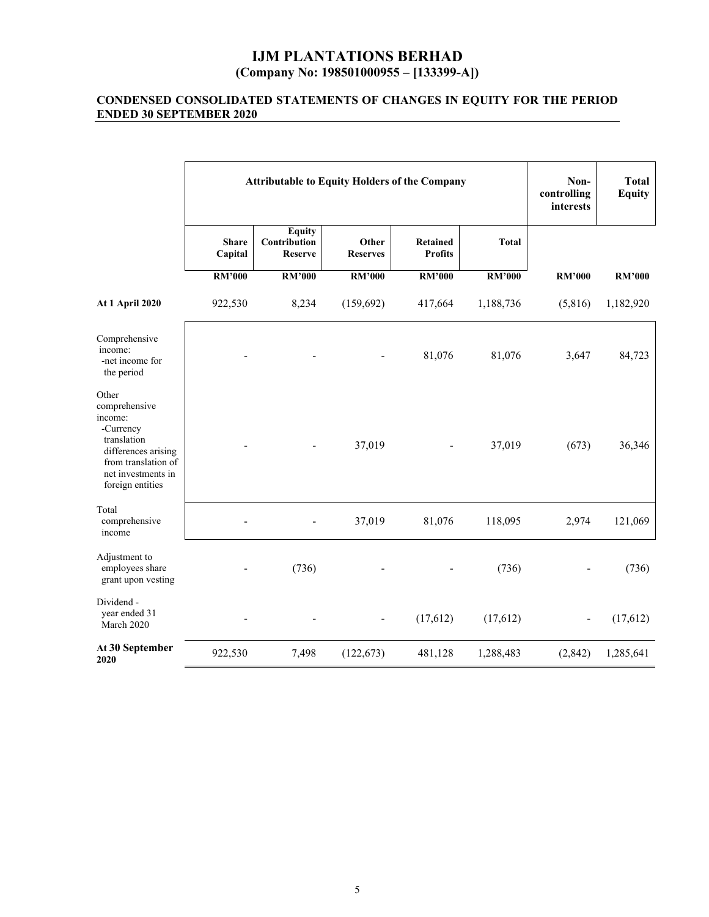# IJM PLANTATIONS BERHAD
## (Company No: 198501000955 – [133399-A])

### CONDENSED CONSOLIDATED STATEMENTS OF CHANGES IN EQUITY FOR THE PERIOD ENDED 30 SEPTEMBER 2020

| | Attributable to Equity Holders of the Company | | | | | Non-controlling interests | Total Equity |
|---|---|---|---|---|---|---|---|
| | Share Capital | Equity Contribution Reserve | Other Reserves | Retained Profits | Total | | |
| | RM'000 | RM'000 | RM'000 | RM'000 | RM'000 | RM'000 | RM'000 |
| **At 1 April 2020** | 922,530 | 8,234 | (159,692) | 417,664 | 1,188,736 | (5,816) | 1,182,920 |
| Comprehensive income: -net income for the period | - | - | - | 81,076 | 81,076 | 3,647 | 84,723 |
| Other comprehensive income: -Currency translation differences arising from translation of net investments in foreign entities | - | - | 37,019 | - | 37,019 | (673) | 36,346 |
| Total comprehensive income | - | - | 37,019 | 81,076 | 118,095 | 2,974 | 121,069 |
| Adjustment to employees share grant upon vesting | - | (736) | - | - | (736) | - | (736) |
| Dividend - year ended 31 March 2020 | - | - | - | (17,612) | (17,612) | - | (17,612) |
| **At 30 September 2020** | 922,530 | 7,498 | (122,673) | 481,128 | 1,288,483 | (2,842) | 1,285,641 |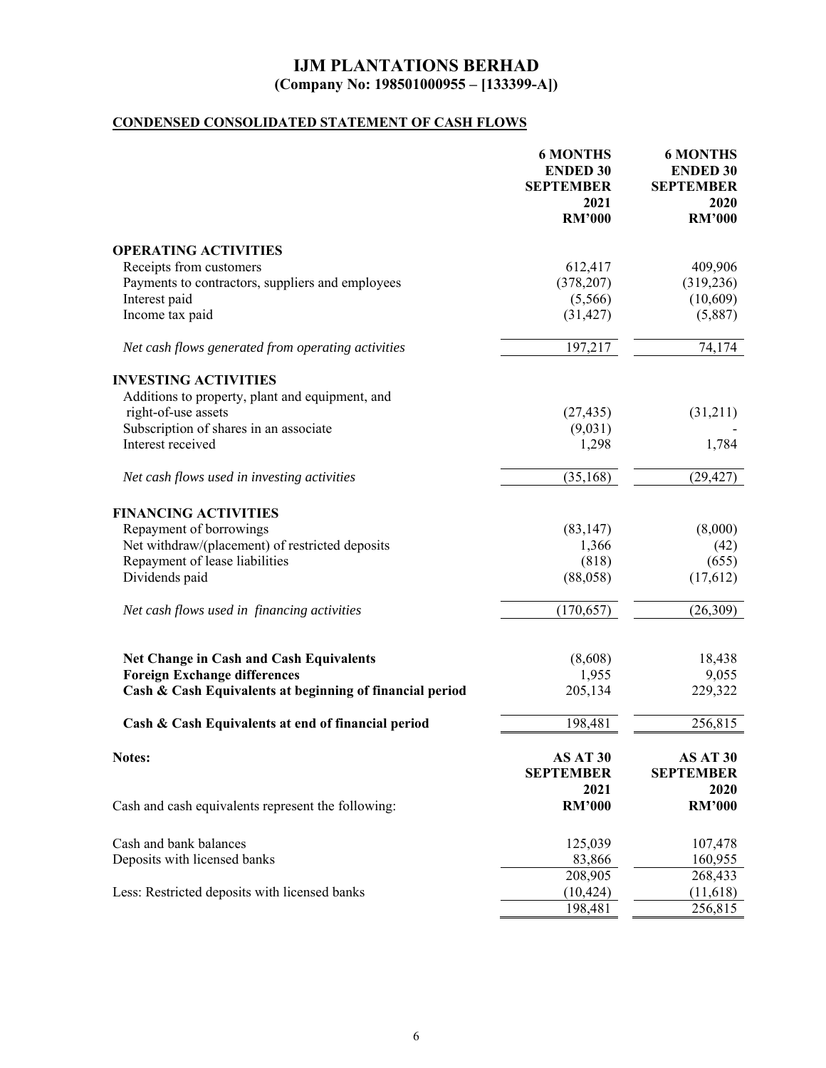# IJM PLANTATIONS BERHAD
## (Company No: 198501000955 – [133399-A])

## CONDENSED CONSOLIDATED STATEMENT OF CASH FLOWS

| | 6 MONTHS ENDED 30 SEPTEMBER 2021 RM'000 | 6 MONTHS ENDED 30 SEPTEMBER 2020 RM'000 |
|---|---|---|
| **OPERATING ACTIVITIES** | | |
| Receipts from customers | 612,417 | 409,906 |
| Payments to contractors, suppliers and employees | (378,207) | (319,236) |
| Interest paid | (5,566) | (10,609) |
| Income tax paid | (31,427) | (5,887) |
| *Net cash flows generated from operating activities* | 197,217 | 74,174 |
| **INVESTING ACTIVITIES** | | |
| Additions to property, plant and equipment, and right-of-use assets | (27,435) | (31,211) |
| Subscription of shares in an associate | (9,031) | - |
| Interest received | 1,298 | 1,784 |
| *Net cash flows used in investing activities* | (35,168) | (29,427) |
| **FINANCING ACTIVITIES** | | |
| Repayment of borrowings | (83,147) | (8,000) |
| Net withdraw/(placement) of restricted deposits | 1,366 | (42) |
| Repayment of lease liabilities | (818) | (655) |
| Dividends paid | (88,058) | (17,612) |
| *Net cash flows used in financing activities* | (170,657) | (26,309) |
| **Net Change in Cash and Cash Equivalents** | (8,608) | 18,438 |
| **Foreign Exchange differences** | 1,955 | 9,055 |
| **Cash & Cash Equivalents at beginning of financial period** | 205,134 | 229,322 |
| **Cash & Cash Equivalents at end of financial period** | 198,481 | 256,815 |

| **Notes:** | AS AT 30 SEPTEMBER 2021 RM'000 | AS AT 30 SEPTEMBER 2020 RM'000 |
|---|---|---|
| Cash and cash equivalents represent the following: | | |
| Cash and bank balances | 125,039 | 107,478 |
| Deposits with licensed banks | 83,866 | 160,955 |
| | 208,905 | 268,433 |
| Less: Restricted deposits with licensed banks | (10,424) | (11,618) |
| | 198,481 | 256,815 |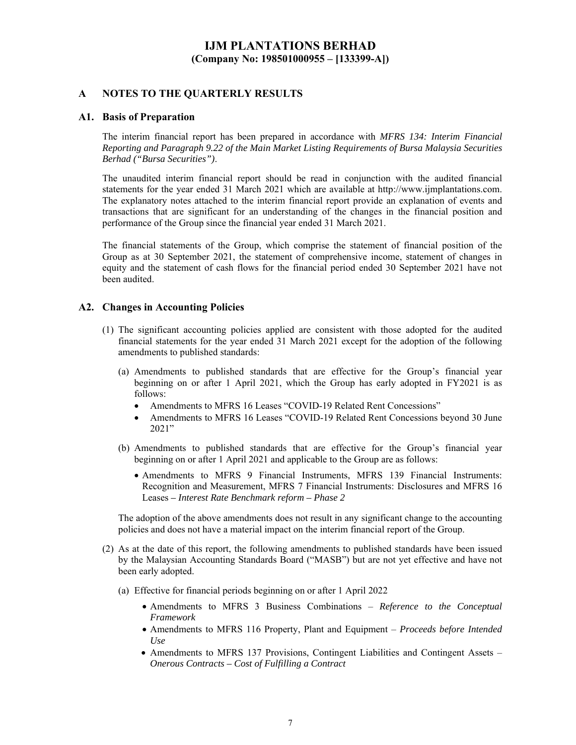# IJM PLANTATIONS BERHAD
**(Company No: 198501000955 – [133399-A])**

## A NOTES TO THE QUARTERLY RESULTS

### A1. Basis of Preparation

The interim financial report has been prepared in accordance with *MFRS 134: Interim Financial Reporting and Paragraph 9.22 of the Main Market Listing Requirements of Bursa Malaysia Securities Berhad ("Bursa Securities")*.

The unaudited interim financial report should be read in conjunction with the audited financial statements for the year ended 31 March 2021 which are available at http://www.ijmplantations.com. The explanatory notes attached to the interim financial report provide an explanation of events and transactions that are significant for an understanding of the changes in the financial position and performance of the Group since the financial year ended 31 March 2021.

The financial statements of the Group, which comprise the statement of financial position of the Group as at 30 September 2021, the statement of comprehensive income, statement of changes in equity and the statement of cash flows for the financial period ended 30 September 2021 have not been audited.

### A2. Changes in Accounting Policies

(1) The significant accounting policies applied are consistent with those adopted for the audited financial statements for the year ended 31 March 2021 except for the adoption of the following amendments to published standards:

(a) Amendments to published standards that are effective for the Group's financial year beginning on or after 1 April 2021, which the Group has early adopted in FY2021 is as follows:

- Amendments to MFRS 16 Leases "COVID-19 Related Rent Concessions"
- Amendments to MFRS 16 Leases "COVID-19 Related Rent Concessions beyond 30 June 2021"

(b) Amendments to published standards that are effective for the Group's financial year beginning on or after 1 April 2021 and applicable to the Group are as follows:

- Amendments to MFRS 9 Financial Instruments, MFRS 139 Financial Instruments: Recognition and Measurement, MFRS 7 Financial Instruments: Disclosures and MFRS 16 Leases – *Interest Rate Benchmark reform – Phase 2*

The adoption of the above amendments does not result in any significant change to the accounting policies and does not have a material impact on the interim financial report of the Group.

(2) As at the date of this report, the following amendments to published standards have been issued by the Malaysian Accounting Standards Board ("MASB") but are not yet effective and have not been early adopted.

(a) Effective for financial periods beginning on or after 1 April 2022

- Amendments to MFRS 3 Business Combinations – *Reference to the Conceptual Framework*
- Amendments to MFRS 116 Property, Plant and Equipment – *Proceeds before Intended Use*
- Amendments to MFRS 137 Provisions, Contingent Liabilities and Contingent Assets – *Onerous Contracts – Cost of Fulfilling a Contract*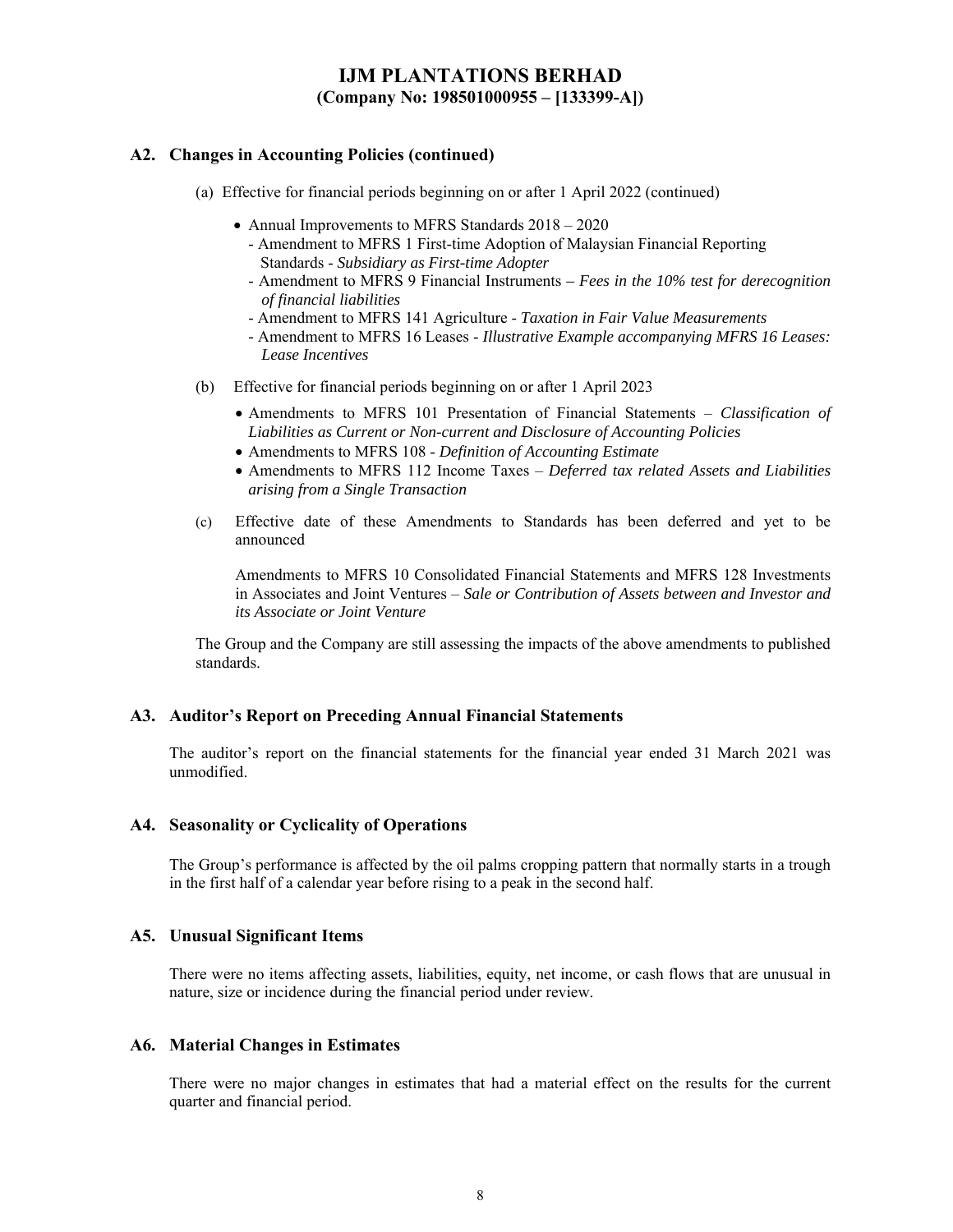# IJM PLANTATIONS BERHAD
**(Company No: 198501000955 – [133399-A])**

## A2. Changes in Accounting Policies (continued)

(a) Effective for financial periods beginning on or after 1 April 2022 (continued)

- Annual Improvements to MFRS Standards 2018 – 2020
  - Amendment to MFRS 1 First-time Adoption of Malaysian Financial Reporting Standards - *Subsidiary as First-time Adopter*
  - Amendment to MFRS 9 Financial Instruments – *Fees in the 10% test for derecognition of financial liabilities*
  - Amendment to MFRS 141 Agriculture - *Taxation in Fair Value Measurements*
  - Amendment to MFRS 16 Leases - *Illustrative Example accompanying MFRS 16 Leases: Lease Incentives*

(b) Effective for financial periods beginning on or after 1 April 2023

- Amendments to MFRS 101 Presentation of Financial Statements – *Classification of Liabilities as Current or Non-current and Disclosure of Accounting Policies*
- Amendments to MFRS 108 - *Definition of Accounting Estimate*
- Amendments to MFRS 112 Income Taxes – *Deferred tax related Assets and Liabilities arising from a Single Transaction*

(c) Effective date of these Amendments to Standards has been deferred and yet to be announced

Amendments to MFRS 10 Consolidated Financial Statements and MFRS 128 Investments in Associates and Joint Ventures – *Sale or Contribution of Assets between and Investor and its Associate or Joint Venture*

The Group and the Company are still assessing the impacts of the above amendments to published standards.

## A3. Auditor's Report on Preceding Annual Financial Statements

The auditor's report on the financial statements for the financial year ended 31 March 2021 was unmodified.

## A4. Seasonality or Cyclicality of Operations

The Group's performance is affected by the oil palms cropping pattern that normally starts in a trough in the first half of a calendar year before rising to a peak in the second half.

## A5. Unusual Significant Items

There were no items affecting assets, liabilities, equity, net income, or cash flows that are unusual in nature, size or incidence during the financial period under review.

## A6. Material Changes in Estimates

There were no major changes in estimates that had a material effect on the results for the current quarter and financial period.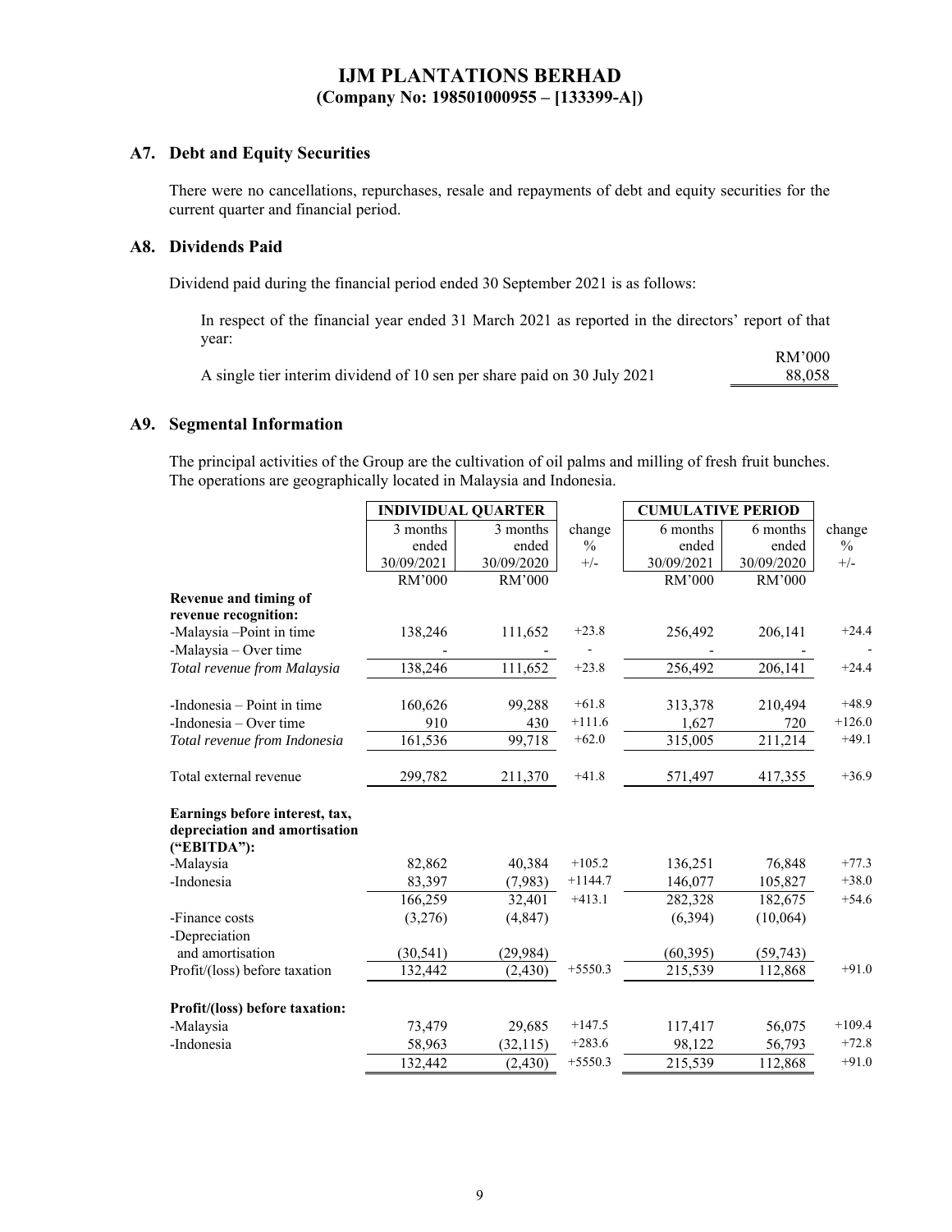## A7. Debt and Equity Securities

There were no cancellations, repurchases, resale and repayments of debt and equity securities for the current quarter and financial period.

## A8. Dividends Paid

Dividend paid during the financial period ended 30 September 2021 is as follows:

In respect of the financial year ended 31 March 2021 as reported in the directors' report of that year:

| | RM'000 |
|---|---|
| A single tier interim dividend of 10 sen per share paid on 30 July 2021 | 88,058 |

## A9. Segmental Information

The principal activities of the Group are the cultivation of oil palms and milling of fresh fruit bunches. The operations are geographically located in Malaysia and Indonesia.

| | INDIVIDUAL QUARTER | | | CUMULATIVE PERIOD | | |
|---|---|---|---|---|---|---|
| | 3 months ended 30/09/2021 | 3 months ended 30/09/2020 | change % +/- | 6 months ended 30/09/2021 | 6 months ended 30/09/2020 | change % +/- |
| | RM'000 | RM'000 | | RM'000 | RM'000 | |
| **Revenue and timing of revenue recognition:** | | | | | | |
| -Malaysia –Point in time | 138,246 | 111,652 | +23.8 | 256,492 | 206,141 | +24.4 |
| -Malaysia – Over time | - | - | - | - | - | - |
| *Total revenue from Malaysia* | 138,246 | 111,652 | +23.8 | 256,492 | 206,141 | +24.4 |
| -Indonesia – Point in time | 160,626 | 99,288 | +61.8 | 313,378 | 210,494 | +48.9 |
| -Indonesia – Over time | 910 | 430 | +111.6 | 1,627 | 720 | +126.0 |
| *Total revenue from Indonesia* | 161,536 | 99,718 | +62.0 | 315,005 | 211,214 | +49.1 |
| Total external revenue | 299,782 | 211,370 | +41.8 | 571,497 | 417,355 | +36.9 |
| **Earnings before interest, tax, depreciation and amortisation ("EBITDA"):** | | | | | | |
| -Malaysia | 82,862 | 40,384 | +105.2 | 136,251 | 76,848 | +77.3 |
| -Indonesia | 83,397 | (7,983) | +1144.7 | 146,077 | 105,827 | +38.0 |
| | 166,259 | 32,401 | +413.1 | 282,328 | 182,675 | +54.6 |
| -Finance costs | (3,276) | (4,847) | | (6,394) | (10,064) | |
| -Depreciation and amortisation | (30,541) | (29,984) | | (60,395) | (59,743) | |
| Profit/(loss) before taxation | 132,442 | (2,430) | +5550.3 | 215,539 | 112,868 | +91.0 |
| **Profit/(loss) before taxation:** | | | | | | |
| -Malaysia | 73,479 | 29,685 | +147.5 | 117,417 | 56,075 | +109.4 |
| -Indonesia | 58,963 | (32,115) | +283.6 | 98,122 | 56,793 | +72.8 |
| | 132,442 | (2,430) | +5550.3 | 215,539 | 112,868 | +91.0 |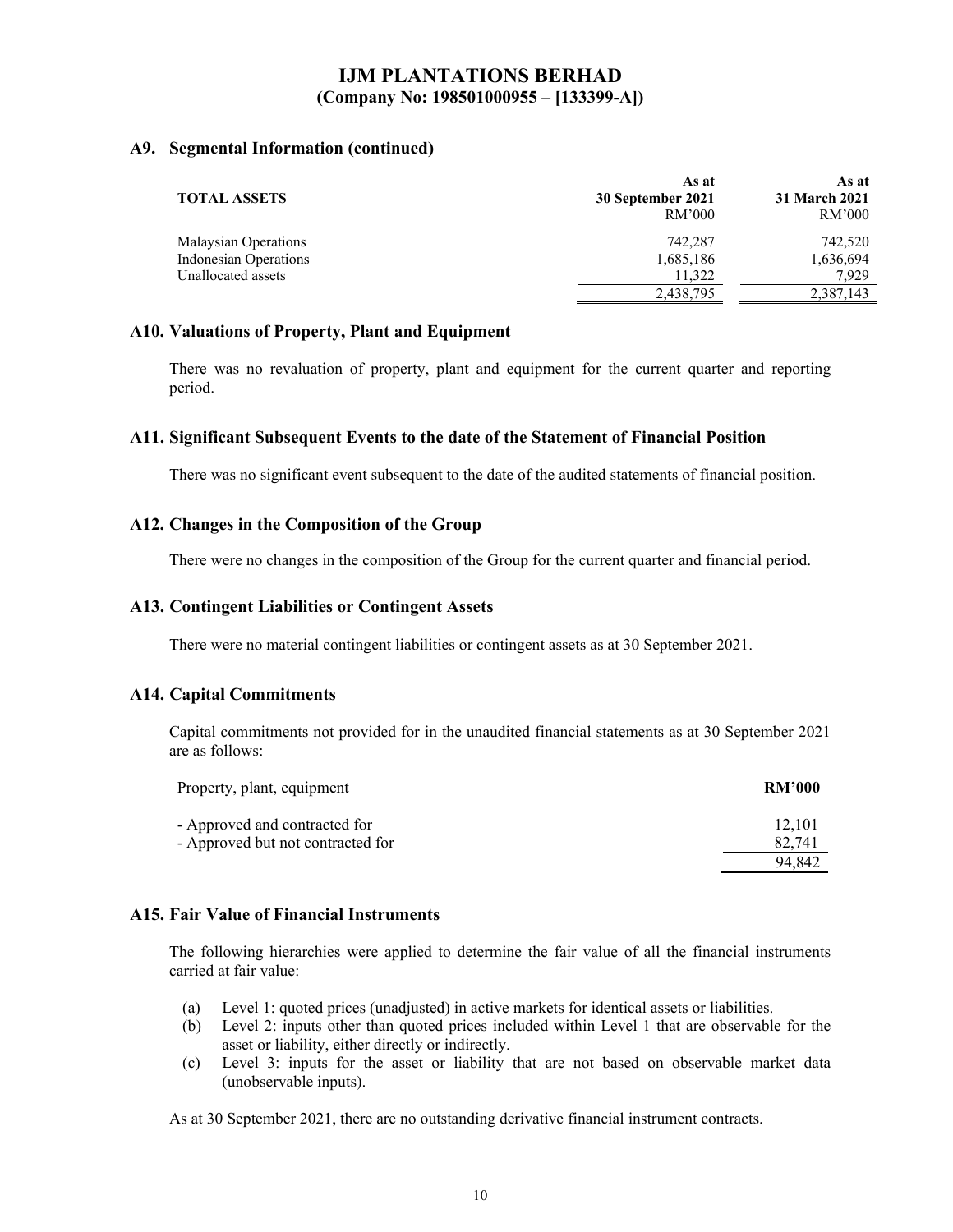**IJM PLANTATIONS BERHAD**
**(Company No: 198501000955 – [133399-A])**

## A9. Segmental Information (continued)

| TOTAL ASSETS | As at 30 September 2021 RM'000 | As at 31 March 2021 RM'000 |
|---|---|---|
| Malaysian Operations | 742,287 | 742,520 |
| Indonesian Operations | 1,685,186 | 1,636,694 |
| Unallocated assets | 11,322 | 7,929 |
| | 2,438,795 | 2,387,143 |

## A10. Valuations of Property, Plant and Equipment

There was no revaluation of property, plant and equipment for the current quarter and reporting period.

## A11. Significant Subsequent Events to the date of the Statement of Financial Position

There was no significant event subsequent to the date of the audited statements of financial position.

## A12. Changes in the Composition of the Group

There were no changes in the composition of the Group for the current quarter and financial period.

## A13. Contingent Liabilities or Contingent Assets

There were no material contingent liabilities or contingent assets as at 30 September 2021.

## A14. Capital Commitments

Capital commitments not provided for in the unaudited financial statements as at 30 September 2021 are as follows:

| Property, plant, equipment | RM'000 |
|---|---|
| - Approved and contracted for | 12,101 |
| - Approved but not contracted for | 82,741 |
| | 94,842 |

## A15. Fair Value of Financial Instruments

The following hierarchies were applied to determine the fair value of all the financial instruments carried at fair value:

(a) Level 1: quoted prices (unadjusted) in active markets for identical assets or liabilities.
(b) Level 2: inputs other than quoted prices included within Level 1 that are observable for the asset or liability, either directly or indirectly.
(c) Level 3: inputs for the asset or liability that are not based on observable market data (unobservable inputs).

As at 30 September 2021, there are no outstanding derivative financial instrument contracts.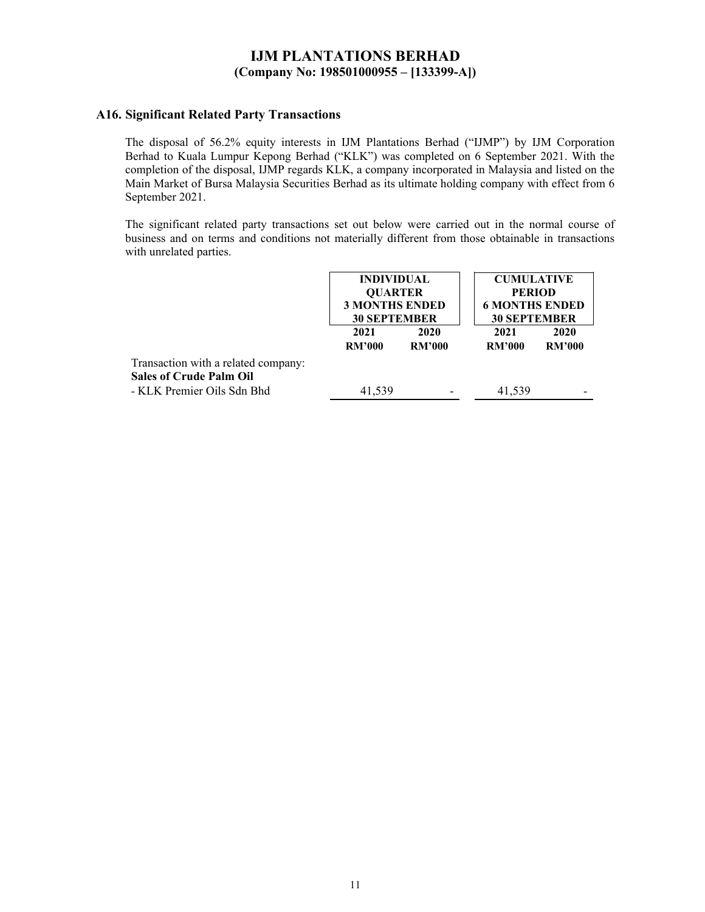## A16. Significant Related Party Transactions

The disposal of 56.2% equity interests in IJM Plantations Berhad ("IJMP") by IJM Corporation Berhad to Kuala Lumpur Kepong Berhad ("KLK") was completed on 6 September 2021. With the completion of the disposal, IJMP regards KLK, a company incorporated in Malaysia and listed on the Main Market of Bursa Malaysia Securities Berhad as its ultimate holding company with effect from 6 September 2021.

The significant related party transactions set out below were carried out in the normal course of business and on terms and conditions not materially different from those obtainable in transactions with unrelated parties.

| | INDIVIDUAL QUARTER 3 MONTHS ENDED 30 SEPTEMBER | | CUMULATIVE PERIOD 6 MONTHS ENDED 30 SEPTEMBER | |
|---|---|---|---|---|
| | 2021 | 2020 | 2021 | 2020 |
| | RM'000 | RM'000 | RM'000 | RM'000 |
| Transaction with a related company: | | | | |
| **Sales of Crude Palm Oil** | | | | |
| - KLK Premier Oils Sdn Bhd | 41,539 | - | 41,539 | - |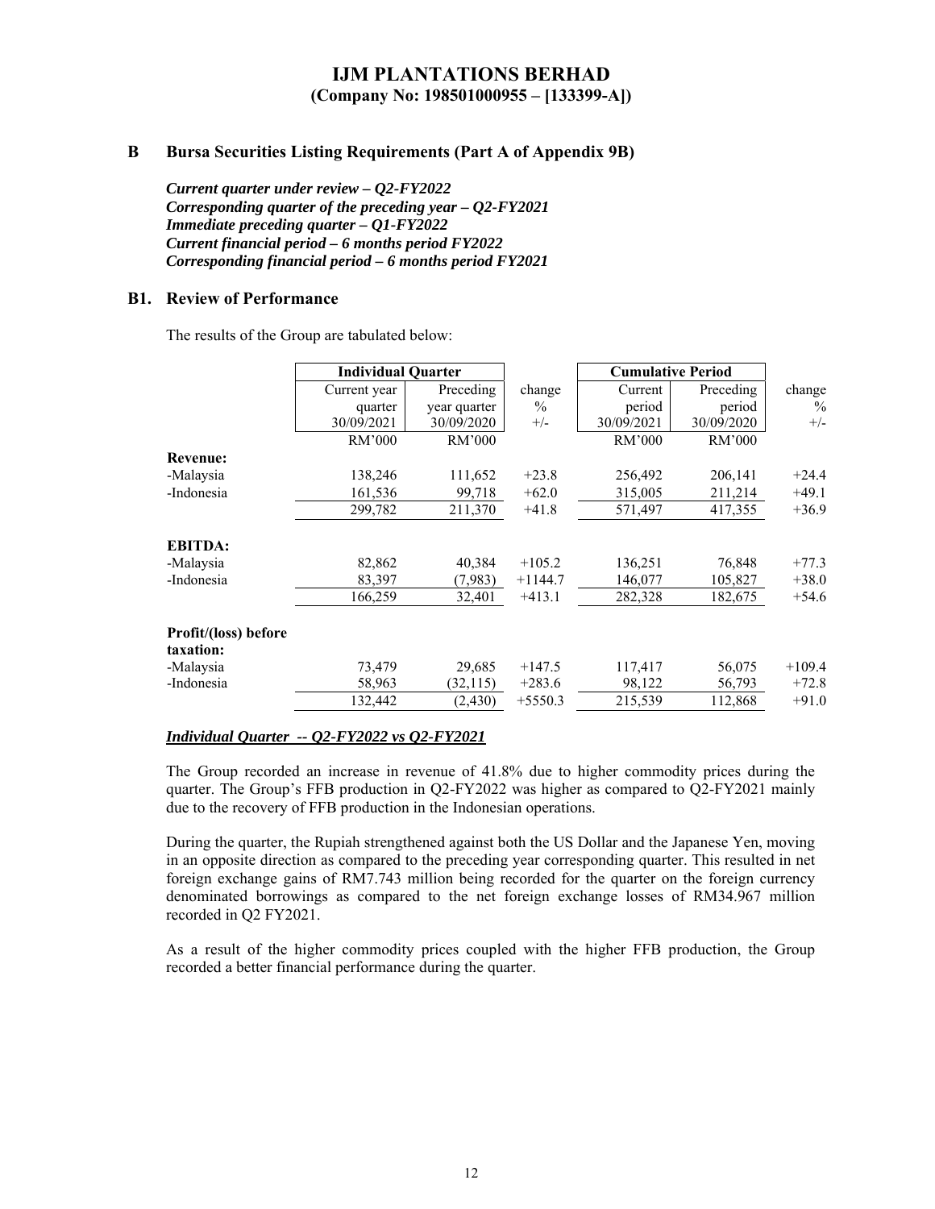# IJM PLANTATIONS BERHAD
**(Company No: 198501000955 – [133399-A])**

## B Bursa Securities Listing Requirements (Part A of Appendix 9B)

***Current quarter under review – Q2-FY2022***
***Corresponding quarter of the preceding year – Q2-FY2021***
***Immediate preceding quarter – Q1-FY2022***
***Current financial period – 6 months period FY2022***
***Corresponding financial period – 6 months period FY2021***

### B1. Review of Performance

The results of the Group are tabulated below:

| | Individual Quarter | | | Cumulative Period | | |
|---|---|---|---|---|---|---|
| | Current year quarter 30/09/2021 | Preceding year quarter 30/09/2020 | change % +/- | Current period 30/09/2021 | Preceding period 30/09/2020 | change % +/- |
| | RM'000 | RM'000 | | RM'000 | RM'000 | |
| **Revenue:** | | | | | | |
| -Malaysia | 138,246 | 111,652 | +23.8 | 256,492 | 206,141 | +24.4 |
| -Indonesia | 161,536 | 99,718 | +62.0 | 315,005 | 211,214 | +49.1 |
| | 299,782 | 211,370 | +41.8 | 571,497 | 417,355 | +36.9 |
| **EBITDA:** | | | | | | |
| -Malaysia | 82,862 | 40,384 | +105.2 | 136,251 | 76,848 | +77.3 |
| -Indonesia | 83,397 | (7,983) | +1144.7 | 146,077 | 105,827 | +38.0 |
| | 166,259 | 32,401 | +413.1 | 282,328 | 182,675 | +54.6 |
| **Profit/(loss) before taxation:** | | | | | | |
| -Malaysia | 73,479 | 29,685 | +147.5 | 117,417 | 56,075 | +109.4 |
| -Indonesia | 58,963 | (32,115) | +283.6 | 98,122 | 56,793 | +72.8 |
| | 132,442 | (2,430) | +5550.3 | 215,539 | 112,868 | +91.0 |

***Individual Quarter -- Q2-FY2022 vs Q2-FY2021***

The Group recorded an increase in revenue of 41.8% due to higher commodity prices during the quarter. The Group's FFB production in Q2-FY2022 was higher as compared to Q2-FY2021 mainly due to the recovery of FFB production in the Indonesian operations.

During the quarter, the Rupiah strengthened against both the US Dollar and the Japanese Yen, moving in an opposite direction as compared to the preceding year corresponding quarter. This resulted in net foreign exchange gains of RM7.743 million being recorded for the quarter on the foreign currency denominated borrowings as compared to the net foreign exchange losses of RM34.967 million recorded in Q2 FY2021.

As a result of the higher commodity prices coupled with the higher FFB production, the Group recorded a better financial performance during the quarter.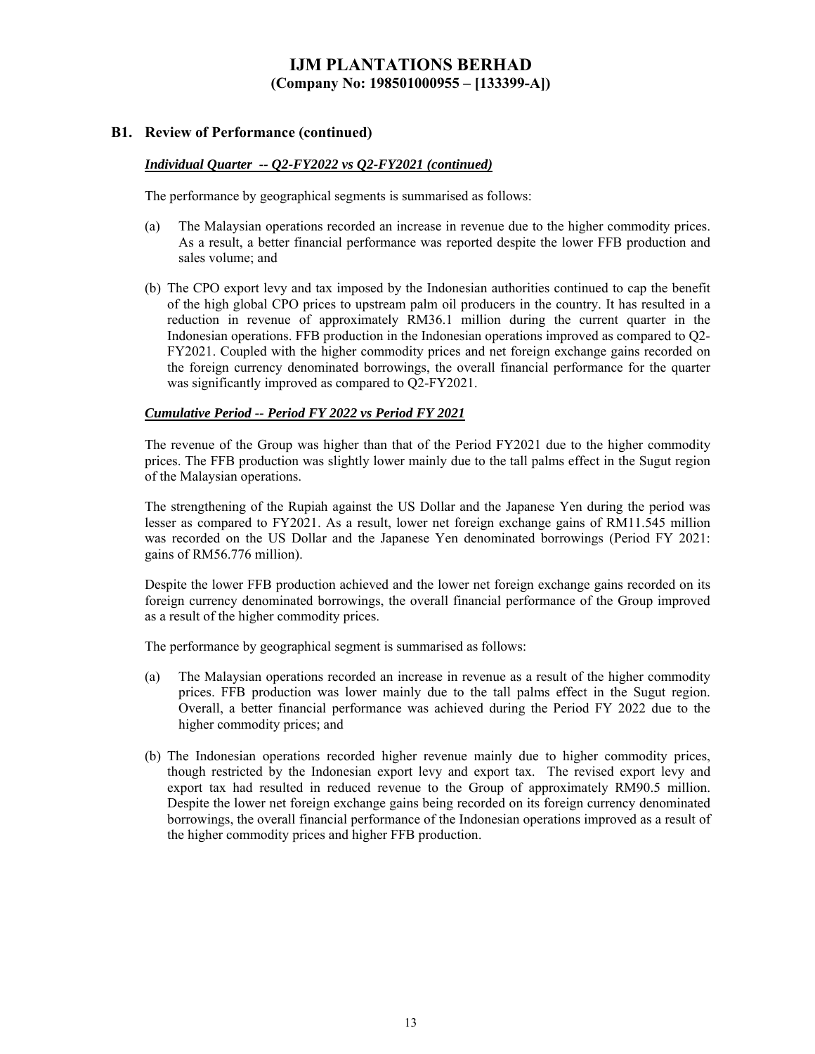## B1. Review of Performance (continued)

***Individual Quarter -- Q2-FY2022 vs Q2-FY2021 (continued)***

The performance by geographical segments is summarised as follows:

(a) The Malaysian operations recorded an increase in revenue due to the higher commodity prices. As a result, a better financial performance was reported despite the lower FFB production and sales volume; and

(b) The CPO export levy and tax imposed by the Indonesian authorities continued to cap the benefit of the high global CPO prices to upstream palm oil producers in the country. It has resulted in a reduction in revenue of approximately RM36.1 million during the current quarter in the Indonesian operations. FFB production in the Indonesian operations improved as compared to Q2-FY2021. Coupled with the higher commodity prices and net foreign exchange gains recorded on the foreign currency denominated borrowings, the overall financial performance for the quarter was significantly improved as compared to Q2-FY2021.

***Cumulative Period -- Period FY 2022 vs Period FY 2021***

The revenue of the Group was higher than that of the Period FY2021 due to the higher commodity prices. The FFB production was slightly lower mainly due to the tall palms effect in the Sugut region of the Malaysian operations.

The strengthening of the Rupiah against the US Dollar and the Japanese Yen during the period was lesser as compared to FY2021. As a result, lower net foreign exchange gains of RM11.545 million was recorded on the US Dollar and the Japanese Yen denominated borrowings (Period FY 2021: gains of RM56.776 million).

Despite the lower FFB production achieved and the lower net foreign exchange gains recorded on its foreign currency denominated borrowings, the overall financial performance of the Group improved as a result of the higher commodity prices.

The performance by geographical segment is summarised as follows:

(a) The Malaysian operations recorded an increase in revenue as a result of the higher commodity prices. FFB production was lower mainly due to the tall palms effect in the Sugut region. Overall, a better financial performance was achieved during the Period FY 2022 due to the higher commodity prices; and

(b) The Indonesian operations recorded higher revenue mainly due to higher commodity prices, though restricted by the Indonesian export levy and export tax. The revised export levy and export tax had resulted in reduced revenue to the Group of approximately RM90.5 million. Despite the lower net foreign exchange gains being recorded on its foreign currency denominated borrowings, the overall financial performance of the Indonesian operations improved as a result of the higher commodity prices and higher FFB production.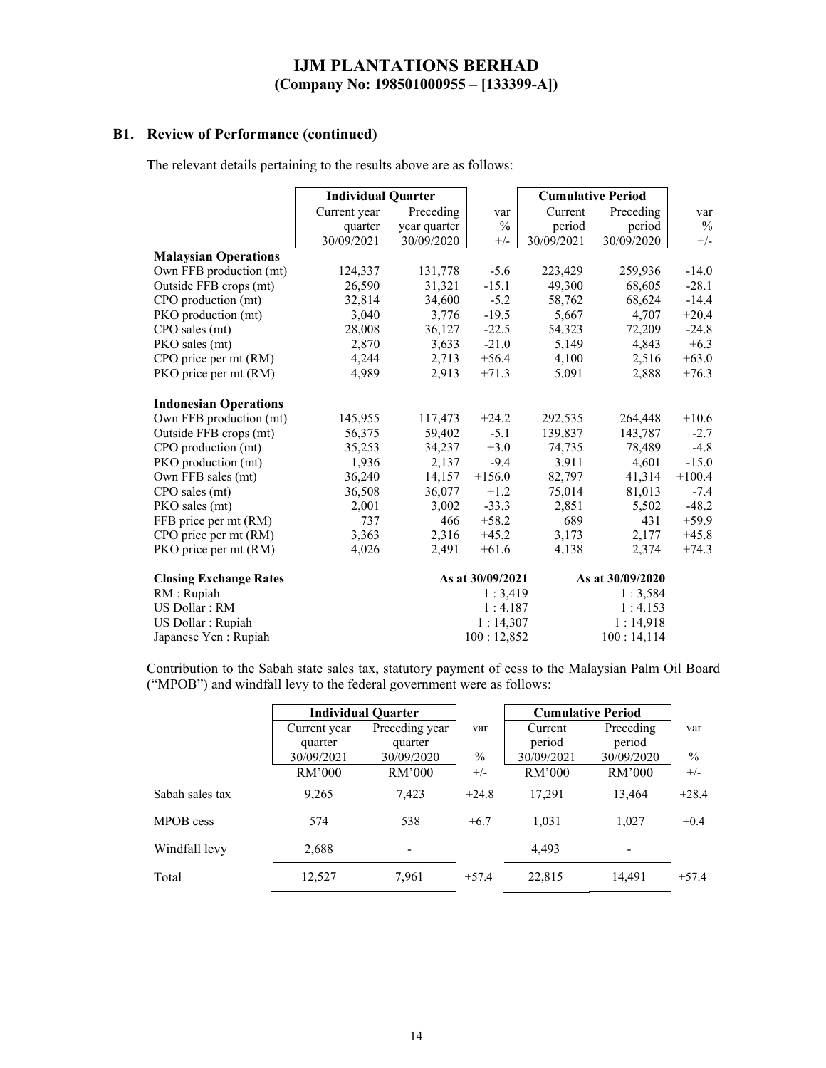## IJM PLANTATIONS BERHAD
**(Company No: 198501000955 – [133399-A])**

### B1. Review of Performance (continued)

The relevant details pertaining to the results above are as follows:

| | Individual Quarter | | | Cumulative Period | | |
|---|---|---|---|---|---|---|
| | Current year quarter 30/09/2021 | Preceding year quarter 30/09/2020 | var % +/- | Current period 30/09/2021 | Preceding period 30/09/2020 | var % +/- |
| **Malaysian Operations** | | | | | | |
| Own FFB production (mt) | 124,337 | 131,778 | -5.6 | 223,429 | 259,936 | -14.0 |
| Outside FFB crops (mt) | 26,590 | 31,321 | -15.1 | 49,300 | 68,605 | -28.1 |
| CPO production (mt) | 32,814 | 34,600 | -5.2 | 58,762 | 68,624 | -14.4 |
| PKO production (mt) | 3,040 | 3,776 | -19.5 | 5,667 | 4,707 | +20.4 |
| CPO sales (mt) | 28,008 | 36,127 | -22.5 | 54,323 | 72,209 | -24.8 |
| PKO sales (mt) | 2,870 | 3,633 | -21.0 | 5,149 | 4,843 | +6.3 |
| CPO price per mt (RM) | 4,244 | 2,713 | +56.4 | 4,100 | 2,516 | +63.0 |
| PKO price per mt (RM) | 4,989 | 2,913 | +71.3 | 5,091 | 2,888 | +76.3 |
| **Indonesian Operations** | | | | | | |
| Own FFB production (mt) | 145,955 | 117,473 | +24.2 | 292,535 | 264,448 | +10.6 |
| Outside FFB crops (mt) | 56,375 | 59,402 | -5.1 | 139,837 | 143,787 | -2.7 |
| CPO production (mt) | 35,253 | 34,237 | +3.0 | 74,735 | 78,489 | -4.8 |
| PKO production (mt) | 1,936 | 2,137 | -9.4 | 3,911 | 4,601 | -15.0 |
| Own FFB sales (mt) | 36,240 | 14,157 | +156.0 | 82,797 | 41,314 | +100.4 |
| CPO sales (mt) | 36,508 | 36,077 | +1.2 | 75,014 | 81,013 | -7.4 |
| PKO sales (mt) | 2,001 | 3,002 | -33.3 | 2,851 | 5,502 | -48.2 |
| FFB price per mt (RM) | 737 | 466 | +58.2 | 689 | 431 | +59.9 |
| CPO price per mt (RM) | 3,363 | 2,316 | +45.2 | 3,173 | 2,177 | +45.8 |
| PKO price per mt (RM) | 4,026 | 2,491 | +61.6 | 4,138 | 2,374 | +74.3 |

| **Closing Exchange Rates** | As at 30/09/2021 | As at 30/09/2020 |
|---|---|---|
| RM : Rupiah | 1 : 3,419 | 1 : 3,584 |
| US Dollar : RM | 1 : 4.187 | 1 : 4.153 |
| US Dollar : Rupiah | 1 : 14,307 | 1 : 14,918 |
| Japanese Yen : Rupiah | 100 : 12,852 | 100 : 14,114 |

Contribution to the Sabah state sales tax, statutory payment of cess to the Malaysian Palm Oil Board ("MPOB") and windfall levy to the federal government were as follows:

| | Individual Quarter | | | Cumulative Period | | |
|---|---|---|---|---|---|---|
| | Current year quarter 30/09/2021 RM'000 | Preceding year quarter 30/09/2020 RM'000 | var % +/- | Current period 30/09/2021 RM'000 | Preceding period 30/09/2020 RM'000 | var % +/- |
| Sabah sales tax | 9,265 | 7,423 | +24.8 | 17,291 | 13,464 | +28.4 |
| MPOB cess | 574 | 538 | +6.7 | 1,031 | 1,027 | +0.4 |
| Windfall levy | 2,688 | - | | 4,493 | - | |
| Total | 12,527 | 7,961 | +57.4 | 22,815 | 14,491 | +57.4 |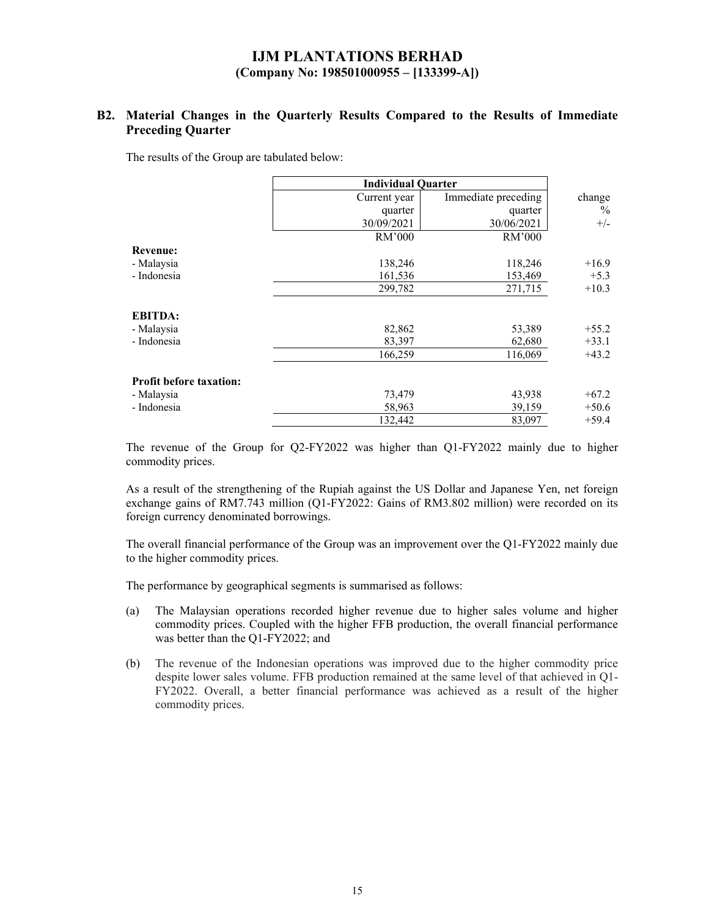# IJM PLANTATIONS BERHAD
**(Company No: 198501000955 – [133399-A])**

## B2. Material Changes in the Quarterly Results Compared to the Results of Immediate Preceding Quarter

The results of the Group are tabulated below:

| | Individual Quarter | | |
|---|---|---|---|
| | Current year quarter 30/09/2021 | Immediate preceding quarter 30/06/2021 | change % +/- |
| | RM'000 | RM'000 | |
| **Revenue:** | | | |
| - Malaysia | 138,246 | 118,246 | +16.9 |
| - Indonesia | 161,536 | 153,469 | +5.3 |
| | 299,782 | 271,715 | +10.3 |
| **EBITDA:** | | | |
| - Malaysia | 82,862 | 53,389 | +55.2 |
| - Indonesia | 83,397 | 62,680 | +33.1 |
| | 166,259 | 116,069 | +43.2 |
| **Profit before taxation:** | | | |
| - Malaysia | 73,479 | 43,938 | +67.2 |
| - Indonesia | 58,963 | 39,159 | +50.6 |
| | 132,442 | 83,097 | +59.4 |

The revenue of the Group for Q2-FY2022 was higher than Q1-FY2022 mainly due to higher commodity prices.

As a result of the strengthening of the Rupiah against the US Dollar and Japanese Yen, net foreign exchange gains of RM7.743 million (Q1-FY2022: Gains of RM3.802 million) were recorded on its foreign currency denominated borrowings.

The overall financial performance of the Group was an improvement over the Q1-FY2022 mainly due to the higher commodity prices.

The performance by geographical segments is summarised as follows:

(a) The Malaysian operations recorded higher revenue due to higher sales volume and higher commodity prices. Coupled with the higher FFB production, the overall financial performance was better than the Q1-FY2022; and

(b) The revenue of the Indonesian operations was improved due to the higher commodity price despite lower sales volume. FFB production remained at the same level of that achieved in Q1-FY2022. Overall, a better financial performance was achieved as a result of the higher commodity prices.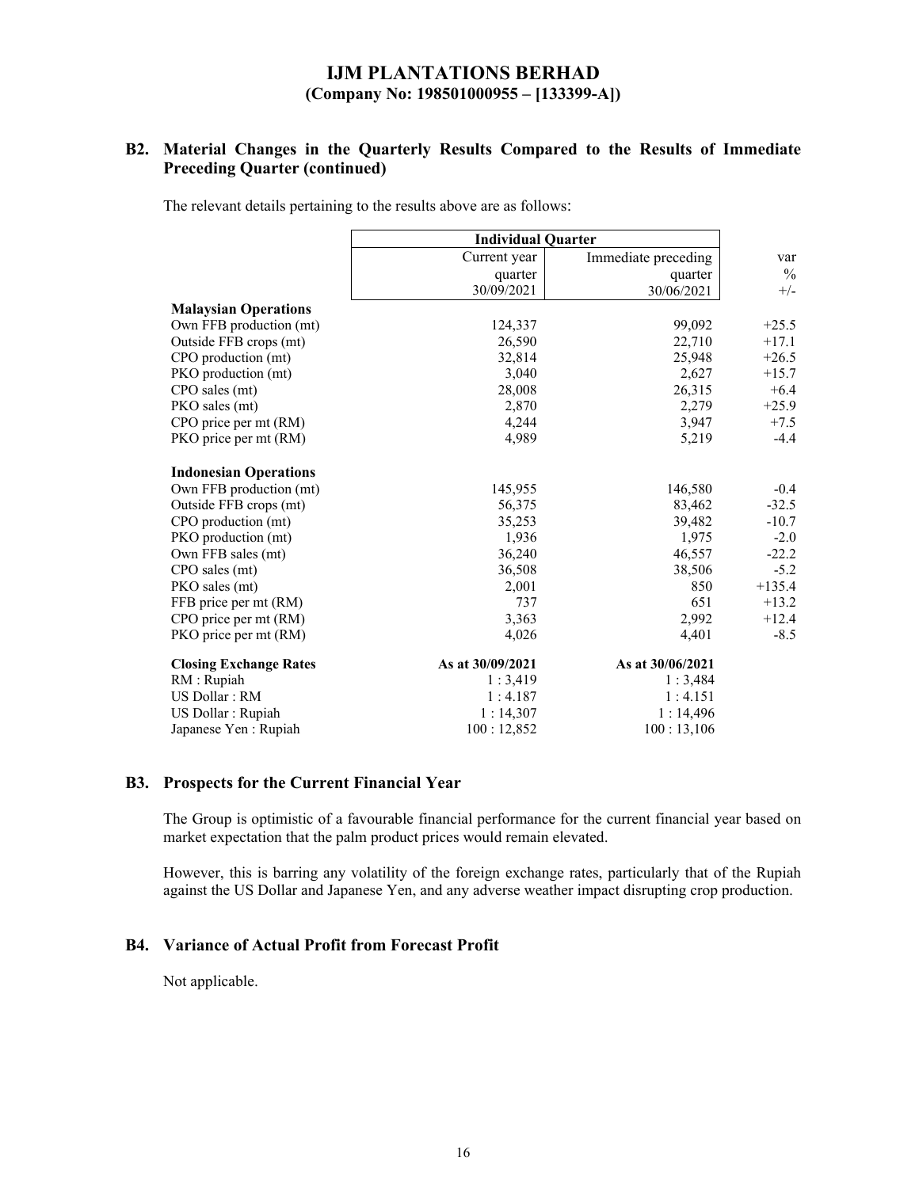## B2. Material Changes in the Quarterly Results Compared to the Results of Immediate Preceding Quarter (continued)

The relevant details pertaining to the results above are as follows:

| | Individual Quarter | | |
|---|---|---|---|
| | Current year quarter 30/09/2021 | Immediate preceding quarter 30/06/2021 | var % +/- |
| **Malaysian Operations** | | | |
| Own FFB production (mt) | 124,337 | 99,092 | +25.5 |
| Outside FFB crops (mt) | 26,590 | 22,710 | +17.1 |
| CPO production (mt) | 32,814 | 25,948 | +26.5 |
| PKO production (mt) | 3,040 | 2,627 | +15.7 |
| CPO sales (mt) | 28,008 | 26,315 | +6.4 |
| PKO sales (mt) | 2,870 | 2,279 | +25.9 |
| CPO price per mt (RM) | 4,244 | 3,947 | +7.5 |
| PKO price per mt (RM) | 4,989 | 5,219 | -4.4 |
| **Indonesian Operations** | | | |
| Own FFB production (mt) | 145,955 | 146,580 | -0.4 |
| Outside FFB crops (mt) | 56,375 | 83,462 | -32.5 |
| CPO production (mt) | 35,253 | 39,482 | -10.7 |
| PKO production (mt) | 1,936 | 1,975 | -2.0 |
| Own FFB sales (mt) | 36,240 | 46,557 | -22.2 |
| CPO sales (mt) | 36,508 | 38,506 | -5.2 |
| PKO sales (mt) | 2,001 | 850 | +135.4 |
| FFB price per mt (RM) | 737 | 651 | +13.2 |
| CPO price per mt (RM) | 3,363 | 2,992 | +12.4 |
| PKO price per mt (RM) | 4,026 | 4,401 | -8.5 |
| **Closing Exchange Rates** | **As at 30/09/2021** | **As at 30/06/2021** | |
| RM : Rupiah | 1 : 3,419 | 1 : 3,484 | |
| US Dollar : RM | 1 : 4.187 | 1 : 4.151 | |
| US Dollar : Rupiah | 1 : 14,307 | 1 : 14,496 | |
| Japanese Yen : Rupiah | 100 : 12,852 | 100 : 13,106 | |

## B3. Prospects for the Current Financial Year

The Group is optimistic of a favourable financial performance for the current financial year based on market expectation that the palm product prices would remain elevated.

However, this is barring any volatility of the foreign exchange rates, particularly that of the Rupiah against the US Dollar and Japanese Yen, and any adverse weather impact disrupting crop production.

## B4. Variance of Actual Profit from Forecast Profit

Not applicable.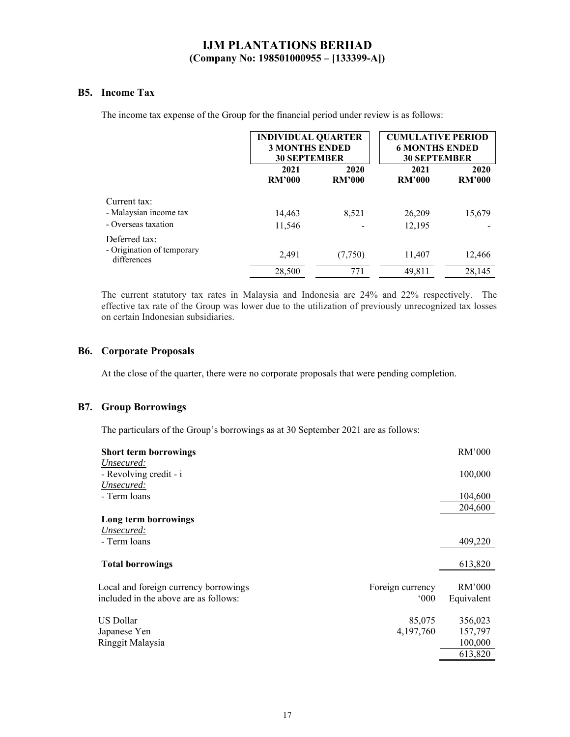# IJM PLANTATIONS BERHAD
**(Company No: 198501000955 – [133399-A])**

## B5. Income Tax

The income tax expense of the Group for the financial period under review is as follows:

| | INDIVIDUAL QUARTER 3 MONTHS ENDED 30 SEPTEMBER | | CUMULATIVE PERIOD 6 MONTHS ENDED 30 SEPTEMBER | |
|---|---|---|---|---|
| | **2021 RM'000** | **2020 RM'000** | **2021 RM'000** | **2020 RM'000** |
| Current tax: | | | | |
| - Malaysian income tax | 14,463 | 8,521 | 26,209 | 15,679 |
| - Overseas taxation | 11,546 | - | 12,195 | - |
| Deferred tax: | | | | |
| - Origination of temporary differences | 2,491 | (7,750) | 11,407 | 12,466 |
| | 28,500 | 771 | 49,811 | 28,145 |

The current statutory tax rates in Malaysia and Indonesia are 24% and 22% respectively. The effective tax rate of the Group was lower due to the utilization of previously unrecognized tax losses on certain Indonesian subsidiaries.

## B6. Corporate Proposals

At the close of the quarter, there were no corporate proposals that were pending completion.

## B7. Group Borrowings

The particulars of the Group's borrowings as at 30 September 2021 are as follows:

| | RM'000 |
|---|---|
| **Short term borrowings** | |
| *Unsecured:* | |
| - Revolving credit - i | 100,000 |
| *Unsecured:* | |
| - Term loans | 104,600 |
| | 204,600 |
| **Long term borrowings** | |
| *Unsecured:* | |
| - Term loans | 409,220 |
| **Total borrowings** | 613,820 |

| Local and foreign currency borrowings included in the above are as follows: | Foreign currency '000 | RM'000 Equivalent |
|---|---|---|
| US Dollar | 85,075 | 356,023 |
| Japanese Yen | 4,197,760 | 157,797 |
| Ringgit Malaysia | | 100,000 |
| | | 613,820 |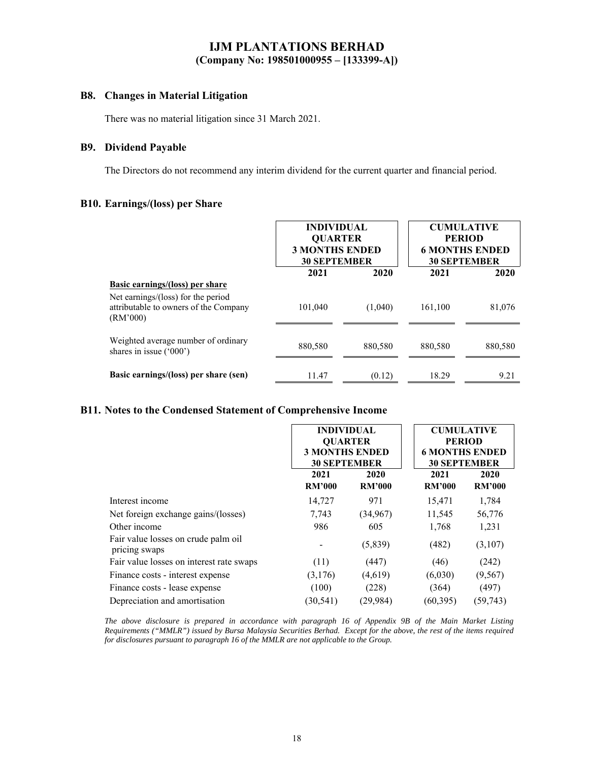# IJM PLANTATIONS BERHAD
**(Company No: 198501000955 – [133399-A])**

## B8. Changes in Material Litigation

There was no material litigation since 31 March 2021.

## B9. Dividend Payable

The Directors do not recommend any interim dividend for the current quarter and financial period.

## B10. Earnings/(loss) per Share

| | INDIVIDUAL QUARTER 3 MONTHS ENDED 30 SEPTEMBER | | CUMULATIVE PERIOD 6 MONTHS ENDED 30 SEPTEMBER | |
|---|---|---|---|---|
| | 2021 | 2020 | 2021 | 2020 |
| **Basic earnings/(loss) per share** | | | | |
| Net earnings/(loss) for the period attributable to owners of the Company (RM'000) | 101,040 | (1,040) | 161,100 | 81,076 |
| Weighted average number of ordinary shares in issue ('000') | 880,580 | 880,580 | 880,580 | 880,580 |
| **Basic earnings/(loss) per share (sen)** | 11.47 | (0.12) | 18.29 | 9.21 |

## B11. Notes to the Condensed Statement of Comprehensive Income

| | INDIVIDUAL QUARTER 3 MONTHS ENDED 30 SEPTEMBER | | CUMULATIVE PERIOD 6 MONTHS ENDED 30 SEPTEMBER | |
|---|---|---|---|---|
| | 2021 RM'000 | 2020 RM'000 | 2021 RM'000 | 2020 RM'000 |
| Interest income | 14,727 | 971 | 15,471 | 1,784 |
| Net foreign exchange gains/(losses) | 7,743 | (34,967) | 11,545 | 56,776 |
| Other income | 986 | 605 | 1,768 | 1,231 |
| Fair value losses on crude palm oil pricing swaps | - | (5,839) | (482) | (3,107) |
| Fair value losses on interest rate swaps | (11) | (447) | (46) | (242) |
| Finance costs - interest expense | (3,176) | (4,619) | (6,030) | (9,567) |
| Finance costs - lease expense | (100) | (228) | (364) | (497) |
| Depreciation and amortisation | (30,541) | (29,984) | (60,395) | (59,743) |

*The above disclosure is prepared in accordance with paragraph 16 of Appendix 9B of the Main Market Listing Requirements ("MMLR") issued by Bursa Malaysia Securities Berhad. Except for the above, the rest of the items required for disclosures pursuant to paragraph 16 of the MMLR are not applicable to the Group.*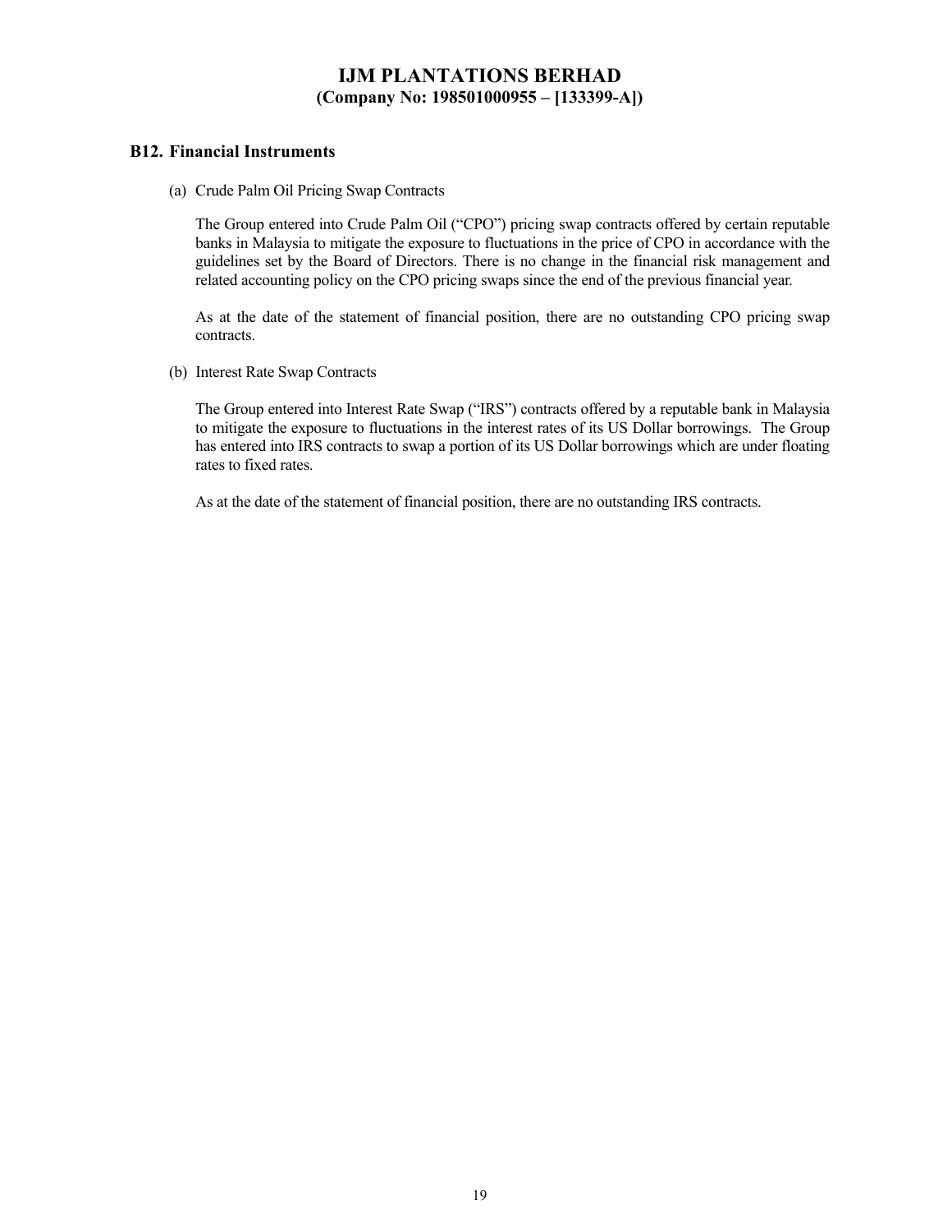## B12. Financial Instruments

(a) Crude Palm Oil Pricing Swap Contracts

The Group entered into Crude Palm Oil ("CPO") pricing swap contracts offered by certain reputable banks in Malaysia to mitigate the exposure to fluctuations in the price of CPO in accordance with the guidelines set by the Board of Directors. There is no change in the financial risk management and related accounting policy on the CPO pricing swaps since the end of the previous financial year.

As at the date of the statement of financial position, there are no outstanding CPO pricing swap contracts.

(b) Interest Rate Swap Contracts

The Group entered into Interest Rate Swap ("IRS") contracts offered by a reputable bank in Malaysia to mitigate the exposure to fluctuations in the interest rates of its US Dollar borrowings. The Group has entered into IRS contracts to swap a portion of its US Dollar borrowings which are under floating rates to fixed rates.

As at the date of the statement of financial position, there are no outstanding IRS contracts.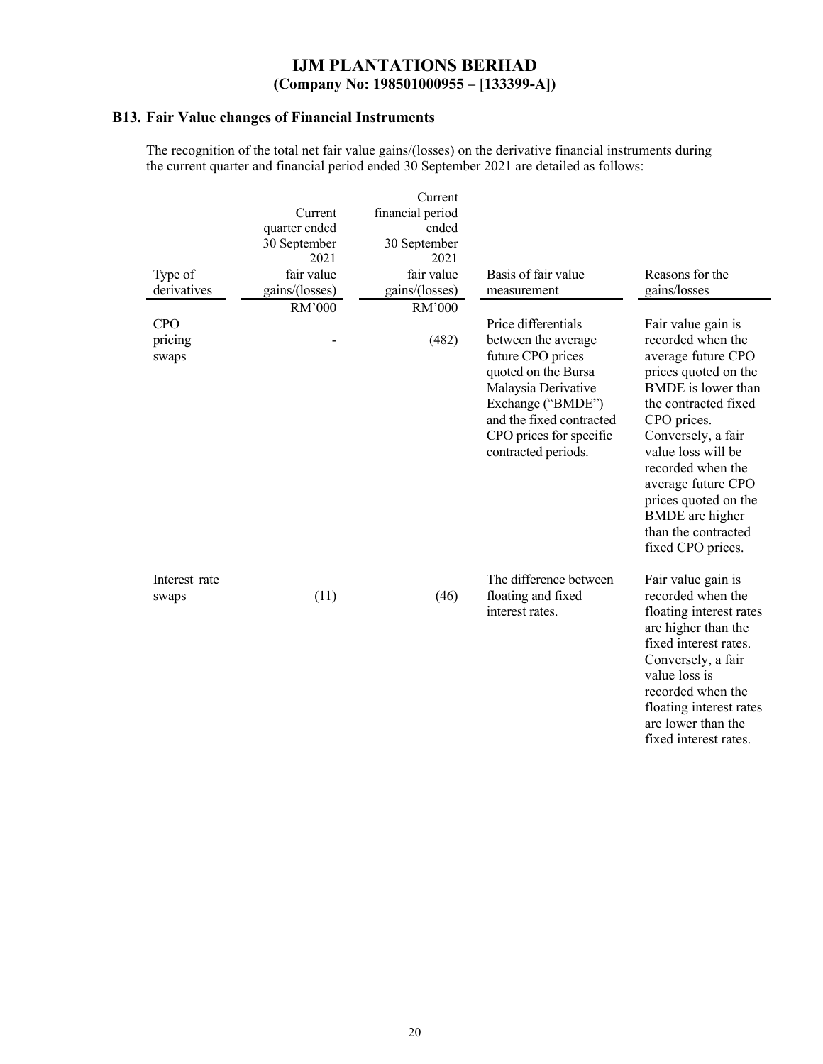**IJM PLANTATIONS BERHAD**
**(Company No: 198501000955 – [133399-A])**

## B13. Fair Value changes of Financial Instruments

The recognition of the total net fair value gains/(losses) on the derivative financial instruments during the current quarter and financial period ended 30 September 2021 are detailed as follows:

| Type of derivatives | Current quarter ended 30 September 2021 fair value gains/(losses) | Current financial period ended 30 September 2021 fair value gains/(losses) | Basis of fair value measurement | Reasons for the gains/losses |
|---|---|---|---|---|
| | RM'000 | RM'000 | | |
| CPO pricing swaps | - | (482) | Price differentials between the average future CPO prices quoted on the Bursa Malaysia Derivative Exchange ("BMDE") and the fixed contracted CPO prices for specific contracted periods. | Fair value gain is recorded when the average future CPO prices quoted on the BMDE is lower than the contracted fixed CPO prices. Conversely, a fair value loss will be recorded when the average future CPO prices quoted on the BMDE are higher than the contracted fixed CPO prices. |
| Interest rate swaps | (11) | (46) | The difference between floating and fixed interest rates. | Fair value gain is recorded when the floating interest rates are higher than the fixed interest rates. Conversely, a fair value loss is recorded when the floating interest rates are lower than the fixed interest rates. |